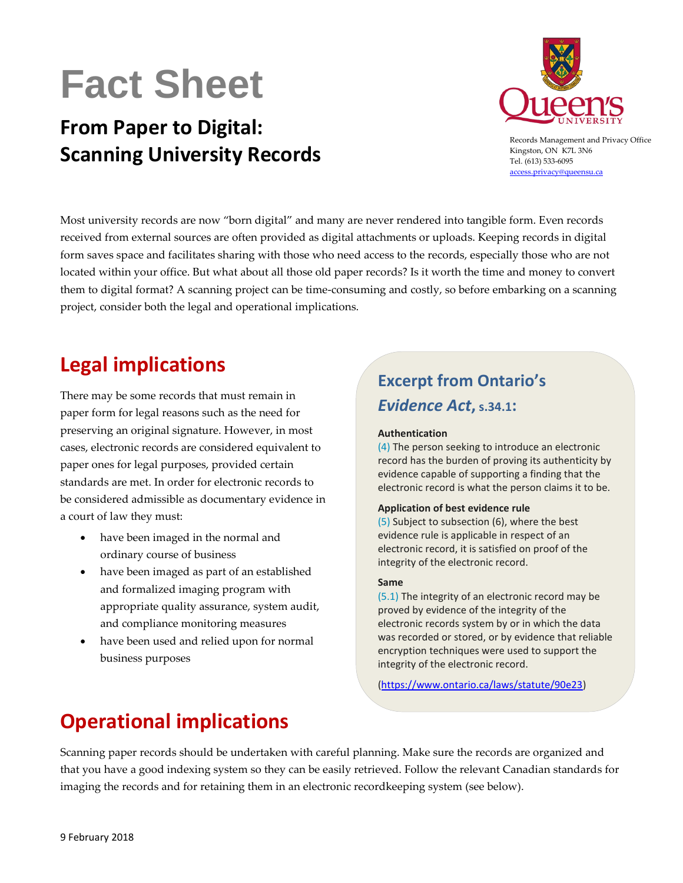# Fact Sheet

## From Paper to Digital: Scanning University Records

Records Management and Privacy Office
Kingston, ON K7L 3N6
Tel. (613) 533-6095
access.privacy@queensu.ca

Most university records are now "born digital" and many are never rendered into tangible form. Even records received from external sources are often provided as digital attachments or uploads. Keeping records in digital form saves space and facilitates sharing with those who need access to the records, especially those who are not located within your office. But what about all those old paper records? Is it worth the time and money to convert them to digital format? A scanning project can be time-consuming and costly, so before embarking on a scanning project, consider both the legal and operational implications.

## Legal implications

There may be some records that must remain in paper form for legal reasons such as the need for preserving an original signature. However, in most cases, electronic records are considered equivalent to paper ones for legal purposes, provided certain standards are met. In order for electronic records to be considered admissible as documentary evidence in a court of law they must:

- have been imaged in the normal and ordinary course of business
- have been imaged as part of an established and formalized imaging program with appropriate quality assurance, system audit, and compliance monitoring measures
- have been used and relied upon for normal business purposes

### Excerpt from Ontario's *Evidence Act*, s.34.1:

**Authentication**

(4) The person seeking to introduce an electronic record has the burden of proving its authenticity by evidence capable of supporting a finding that the electronic record is what the person claims it to be.

**Application of best evidence rule**

(5) Subject to subsection (6), where the best evidence rule is applicable in respect of an electronic record, it is satisfied on proof of the integrity of the electronic record.

**Same**

(5.1) The integrity of an electronic record may be proved by evidence of the integrity of the electronic records system by or in which the data was recorded or stored, or by evidence that reliable encryption techniques were used to support the integrity of the electronic record.

(https://www.ontario.ca/laws/statute/90e23)

## Operational implications

Scanning paper records should be undertaken with careful planning. Make sure the records are organized and that you have a good indexing system so they can be easily retrieved. Follow the relevant Canadian standards for imaging the records and for retaining them in an electronic recordkeeping system (see below).

9 February 2018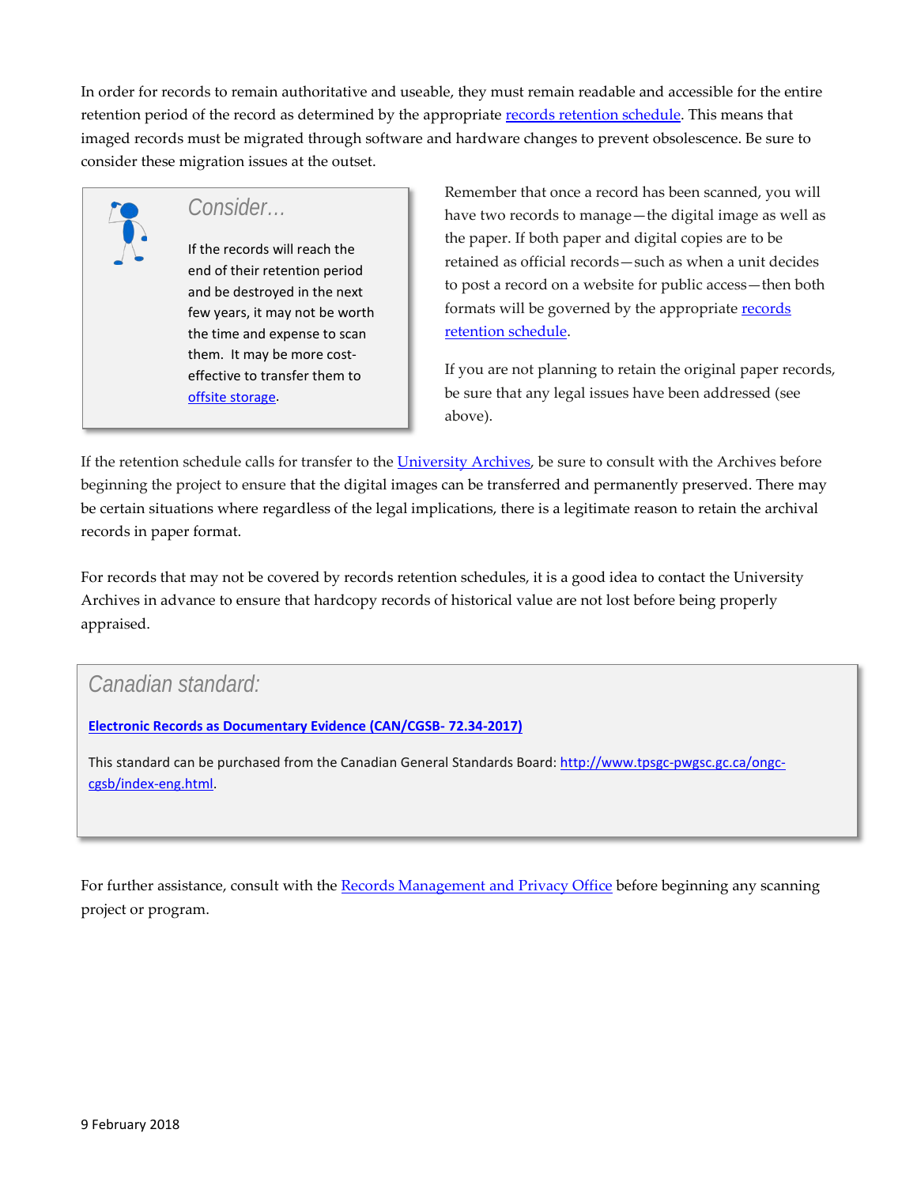In order for records to remain authoritative and useable, they must remain readable and accessible for the entire retention period of the record as determined by the appropriate records retention schedule. This means that imaged records must be migrated through software and hardware changes to prevent obsolescence. Be sure to consider these migration issues at the outset.

> *Consider…*
>
> If the records will reach the end of their retention period and be destroyed in the next few years, it may not be worth the time and expense to scan them. It may be more cost-effective to transfer them to offsite storage.

Remember that once a record has been scanned, you will have two records to manage—the digital image as well as the paper. If both paper and digital copies are to be retained as official records—such as when a unit decides to post a record on a website for public access—then both formats will be governed by the appropriate records retention schedule.

If you are not planning to retain the original paper records, be sure that any legal issues have been addressed (see above).

If the retention schedule calls for transfer to the University Archives, be sure to consult with the Archives before beginning the project to ensure that the digital images can be transferred and permanently preserved. There may be certain situations where regardless of the legal implications, there is a legitimate reason to retain the archival records in paper format.

For records that may not be covered by records retention schedules, it is a good idea to contact the University Archives in advance to ensure that hardcopy records of historical value are not lost before being properly appraised.

> *Canadian standard:*
>
> **Electronic Records as Documentary Evidence (CAN/CGSB- 72.34-2017)**
>
> This standard can be purchased from the Canadian General Standards Board: http://www.tpsgc-pwgsc.gc.ca/ongc-cgsb/index-eng.html.

For further assistance, consult with the Records Management and Privacy Office before beginning any scanning project or program.

9 February 2018